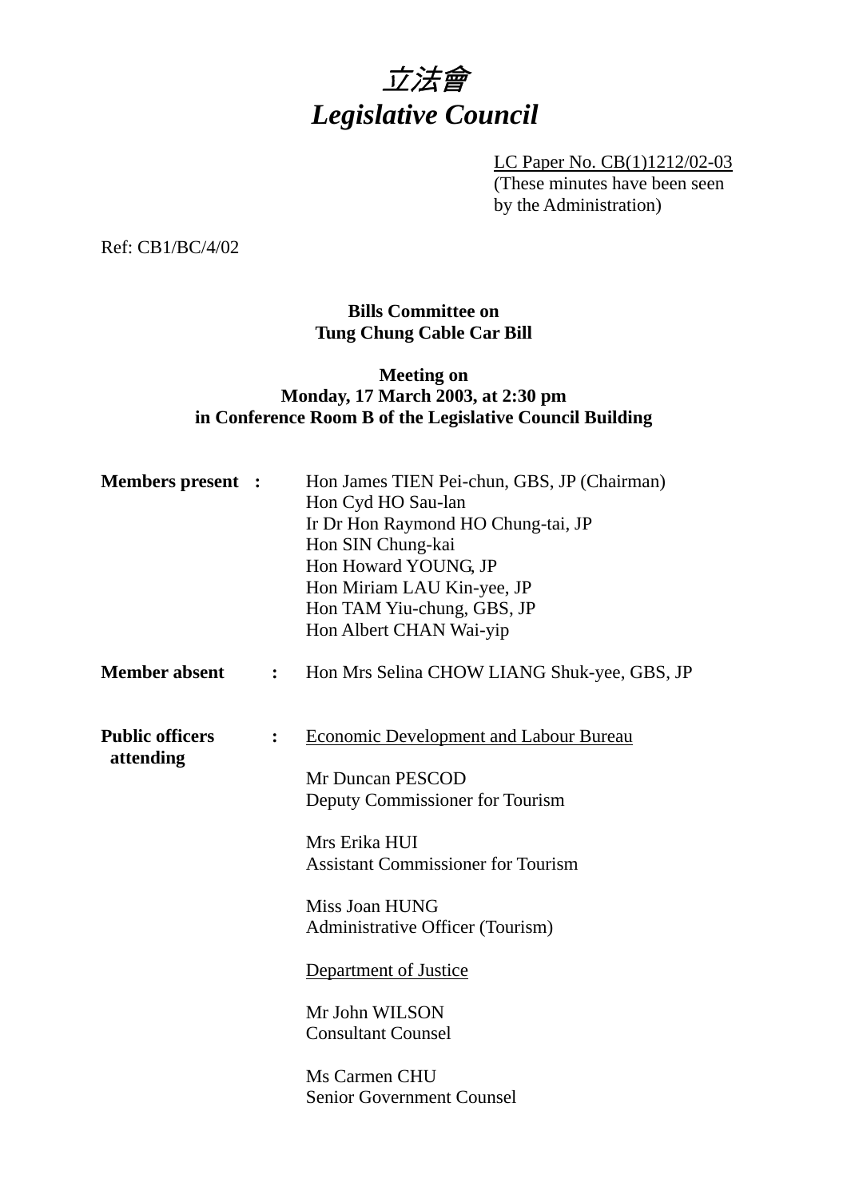# 立法會
# *Legislative Council*

LC Paper No. CB(1)1212/02-03
(These minutes have been seen by the Administration)

Ref: CB1/BC/4/02

**Bills Committee on**
**Tung Chung Cable Car Bill**

**Meeting on**
**Monday, 17 March 2003, at 2:30 pm**
**in Conference Room B of the Legislative Council Building**

**Members present :**

Hon James TIEN Pei-chun, GBS, JP (Chairman)
Hon Cyd HO Sau-lan
Ir Dr Hon Raymond HO Chung-tai, JP
Hon SIN Chung-kai
Hon Howard YOUNG, JP
Hon Miriam LAU Kin-yee, JP
Hon TAM Yiu-chung, GBS, JP
Hon Albert CHAN Wai-yip

**Member absent :**

Hon Mrs Selina CHOW LIANG Shuk-yee, GBS, JP

**Public officers attending :**

Economic Development and Labour Bureau

Mr Duncan PESCOD
Deputy Commissioner for Tourism

Mrs Erika HUI
Assistant Commissioner for Tourism

Miss Joan HUNG
Administrative Officer (Tourism)

Department of Justice

Mr John WILSON
Consultant Counsel

Ms Carmen CHU
Senior Government Counsel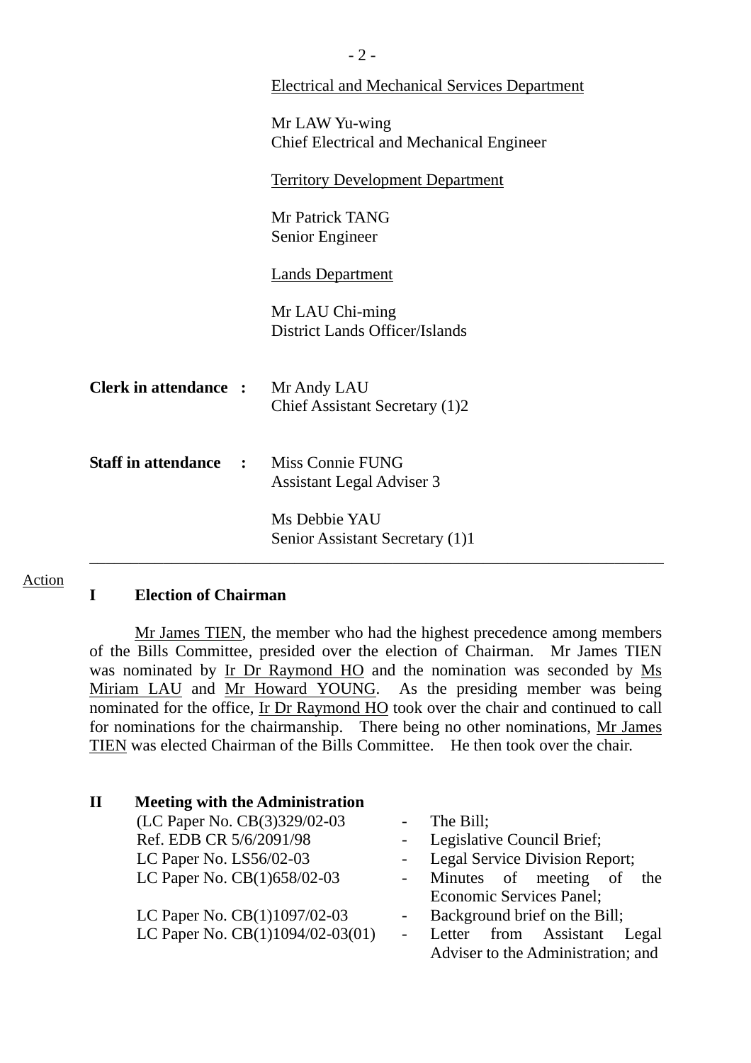Electrical and Mechanical Services Department

Mr LAW Yu-wing
Chief Electrical and Mechanical Engineer

Territory Development Department

Mr Patrick TANG
Senior Engineer

Lands Department

Mr LAU Chi-ming
District Lands Officer/Islands

**Clerk in attendance :** Mr Andy LAU
Chief Assistant Secretary (1)2

**Staff in attendance :** Miss Connie FUNG
Assistant Legal Adviser 3

Ms Debbie YAU
Senior Assistant Secretary (1)1

---

Action

## I Election of Chairman

Mr James TIEN, the member who had the highest precedence among members of the Bills Committee, presided over the election of Chairman. Mr James TIEN was nominated by Ir Dr Raymond HO and the nomination was seconded by Ms Miriam LAU and Mr Howard YOUNG. As the presiding member was being nominated for the office, Ir Dr Raymond HO took over the chair and continued to call for nominations for the chairmanship. There being no other nominations, Mr James TIEN was elected Chairman of the Bills Committee. He then took over the chair.

## II Meeting with the Administration

(LC Paper No. CB(3)329/02-03 - The Bill;
Ref. EDB CR 5/6/2091/98 - Legislative Council Brief;
LC Paper No. LS56/02-03 - Legal Service Division Report;
LC Paper No. CB(1)658/02-03 - Minutes of meeting of the Economic Services Panel;
LC Paper No. CB(1)1097/02-03 - Background brief on the Bill;
LC Paper No. CB(1)1094/02-03(01) - Letter from Assistant Legal Adviser to the Administration; and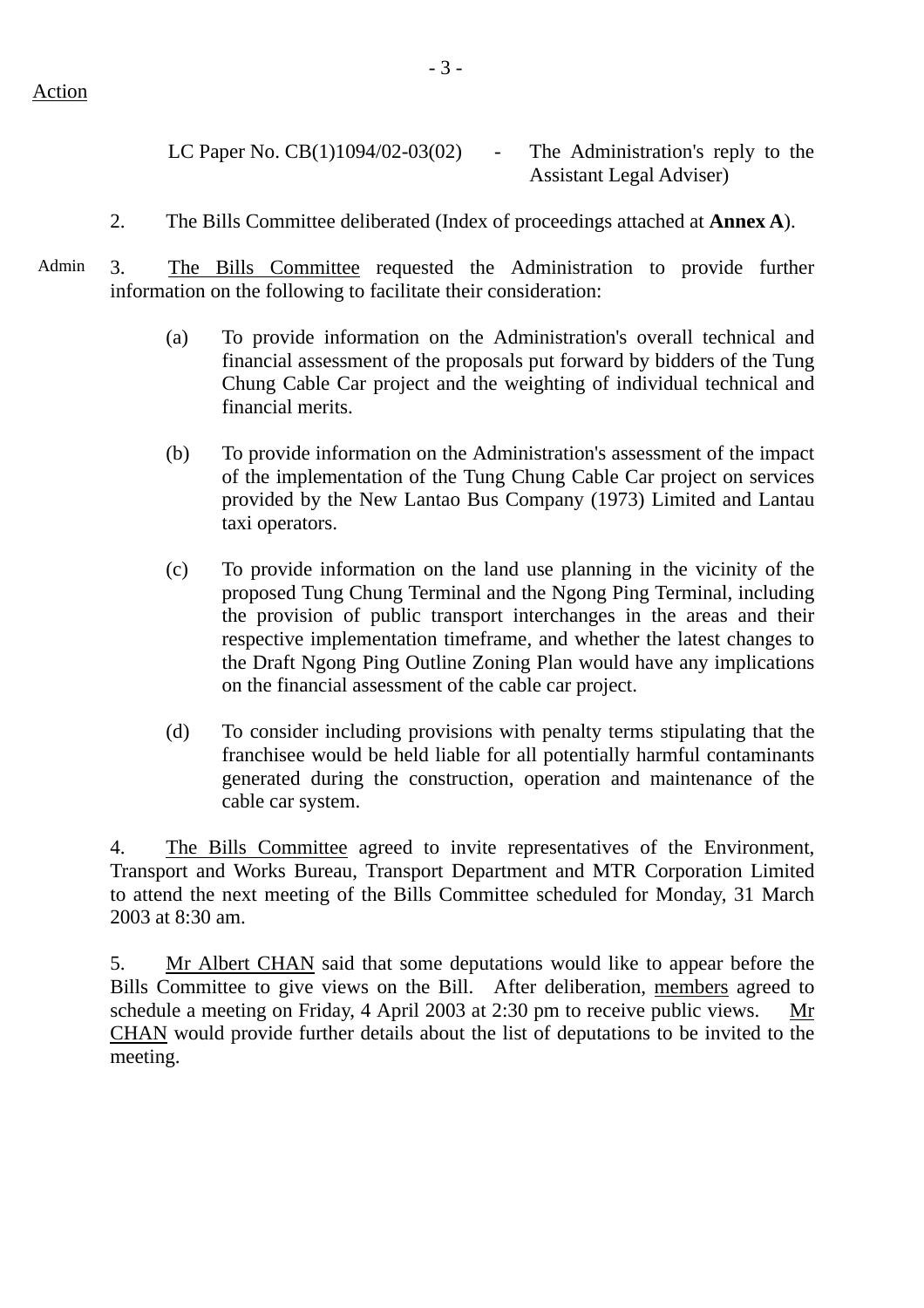Action

LC Paper No. CB(1)1094/02-03(02) - The Administration's reply to the Assistant Legal Adviser)

2. The Bills Committee deliberated (Index of proceedings attached at **Annex A**).

Admin

3. The Bills Committee requested the Administration to provide further information on the following to facilitate their consideration:

(a) To provide information on the Administration's overall technical and financial assessment of the proposals put forward by bidders of the Tung Chung Cable Car project and the weighting of individual technical and financial merits.

(b) To provide information on the Administration's assessment of the impact of the implementation of the Tung Chung Cable Car project on services provided by the New Lantao Bus Company (1973) Limited and Lantau taxi operators.

(c) To provide information on the land use planning in the vicinity of the proposed Tung Chung Terminal and the Ngong Ping Terminal, including the provision of public transport interchanges in the areas and their respective implementation timeframe, and whether the latest changes to the Draft Ngong Ping Outline Zoning Plan would have any implications on the financial assessment of the cable car project.

(d) To consider including provisions with penalty terms stipulating that the franchisee would be held liable for all potentially harmful contaminants generated during the construction, operation and maintenance of the cable car system.

4. The Bills Committee agreed to invite representatives of the Environment, Transport and Works Bureau, Transport Department and MTR Corporation Limited to attend the next meeting of the Bills Committee scheduled for Monday, 31 March 2003 at 8:30 am.

5. Mr Albert CHAN said that some deputations would like to appear before the Bills Committee to give views on the Bill. After deliberation, members agreed to schedule a meeting on Friday, 4 April 2003 at 2:30 pm to receive public views. Mr CHAN would provide further details about the list of deputations to be invited to the meeting.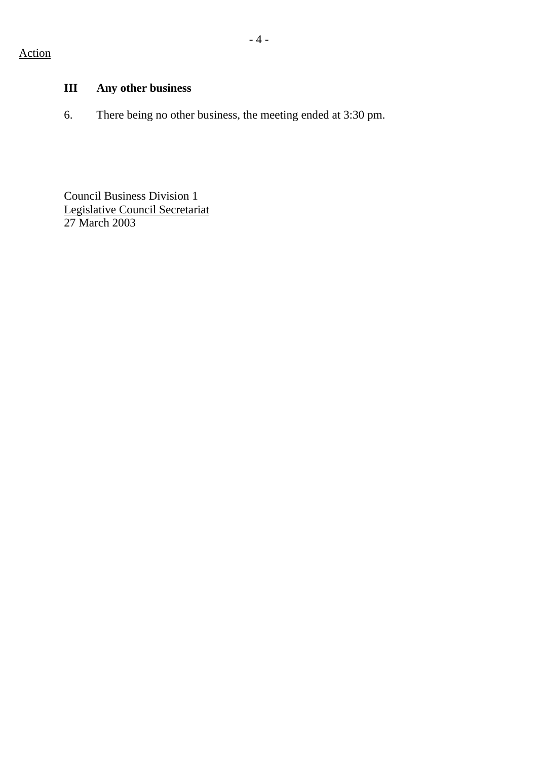Action

### III Any other business

6. There being no other business, the meeting ended at 3:30 pm.

Council Business Division 1
Legislative Council Secretariat
27 March 2003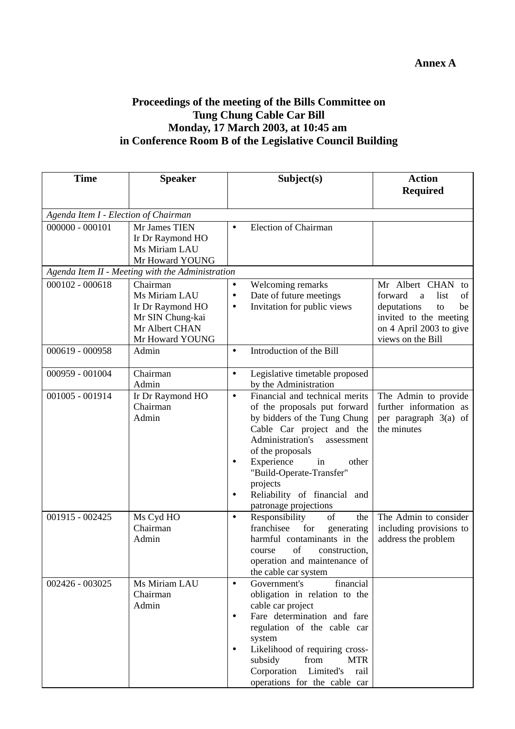**Annex A**

**Proceedings of the meeting of the Bills Committee on Tung Chung Cable Car Bill Monday, 17 March 2003, at 10:45 am in Conference Room B of the Legislative Council Building**

| Time | Speaker | Subject(s) | Action Required |
|---|---|---|---|
| *Agenda Item I - Election of Chairman* | | | |
| 000000 - 000101 | Mr James TIEN<br>Ir Dr Raymond HO<br>Ms Miriam LAU<br>Mr Howard YOUNG | • Election of Chairman | |
| *Agenda Item II - Meeting with the Administration* | | | |
| 000102 - 000618 | Chairman<br>Ms Miriam LAU<br>Ir Dr Raymond HO<br>Mr SIN Chung-kai<br>Mr Albert CHAN<br>Mr Howard YOUNG | • Welcoming remarks<br>• Date of future meetings<br>• Invitation for public views | Mr Albert CHAN to forward a list of deputations to be invited to the meeting on 4 April 2003 to give views on the Bill |
| 000619 - 000958 | Admin | • Introduction of the Bill | |
| 000959 - 001004 | Chairman<br>Admin | • Legislative timetable proposed by the Administration | |
| 001005 - 001914 | Ir Dr Raymond HO<br>Chairman<br>Admin | • Financial and technical merits of the proposals put forward by bidders of the Tung Chung Cable Car project and the Administration's assessment of the proposals<br>• Experience in other "Build-Operate-Transfer" projects<br>• Reliability of financial and patronage projections | The Admin to provide further information as per paragraph 3(a) of the minutes |
| 001915 - 002425 | Ms Cyd HO<br>Chairman<br>Admin | • Responsibility of the franchisee for generating harmful contaminants in the course of construction, operation and maintenance of the cable car system | The Admin to consider including provisions to address the problem |
| 002426 - 003025 | Ms Miriam LAU<br>Chairman<br>Admin | • Government's financial obligation in relation to the cable car project<br>• Fare determination and fare regulation of the cable car system<br>• Likelihood of requiring cross-subsidy from MTR Corporation Limited's rail operations for the cable car | |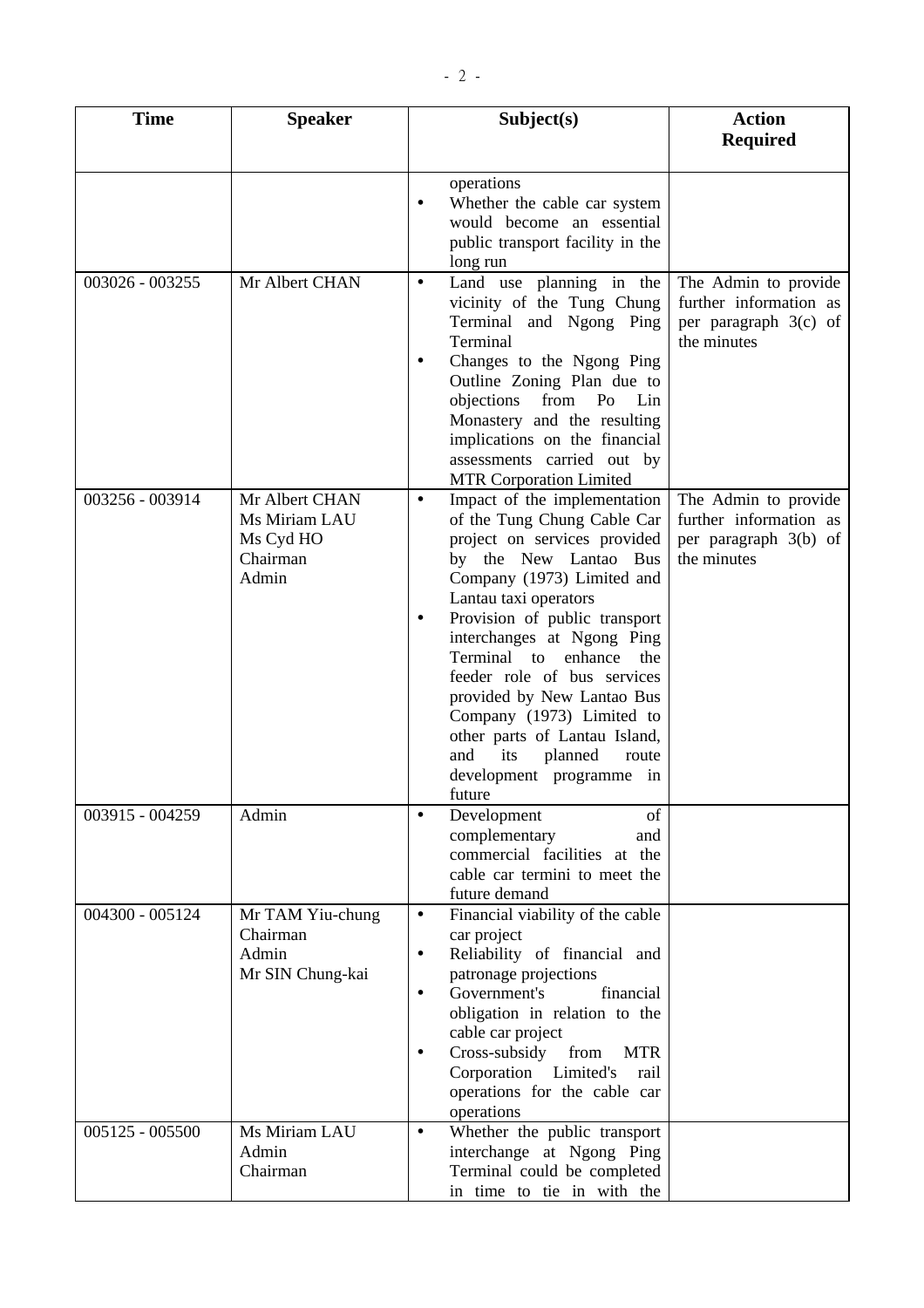| Time | Speaker | Subject(s) | Action Required |
|---|---|---|---|
| | | operations<br>• Whether the cable car system would become an essential public transport facility in the long run | |
| 003026 - 003255 | Mr Albert CHAN | • Land use planning in the vicinity of the Tung Chung Terminal and Ngong Ping Terminal<br>• Changes to the Ngong Ping Outline Zoning Plan due to objections from Po Lin Monastery and the resulting implications on the financial assessments carried out by MTR Corporation Limited | The Admin to provide further information as per paragraph 3(c) of the minutes |
| 003256 - 003914 | Mr Albert CHAN<br>Ms Miriam LAU<br>Ms Cyd HO<br>Chairman<br>Admin | • Impact of the implementation of the Tung Chung Cable Car project on services provided by the New Lantao Bus Company (1973) Limited and Lantau taxi operators<br>• Provision of public transport interchanges at Ngong Ping Terminal to enhance the feeder role of bus services provided by New Lantao Bus Company (1973) Limited to other parts of Lantau Island, and its planned route development programme in future | The Admin to provide further information as per paragraph 3(b) of the minutes |
| 003915 - 004259 | Admin | • Development of complementary and commercial facilities at the cable car termini to meet the future demand | |
| 004300 - 005124 | Mr TAM Yiu-chung<br>Chairman<br>Admin<br>Mr SIN Chung-kai | • Financial viability of the cable car project<br>• Reliability of financial and patronage projections<br>• Government's financial obligation in relation to the cable car project<br>• Cross-subsidy from MTR Corporation Limited's rail operations for the cable car operations | |
| 005125 - 005500 | Ms Miriam LAU<br>Admin<br>Chairman | • Whether the public transport interchange at Ngong Ping Terminal could be completed in time to tie in with the | |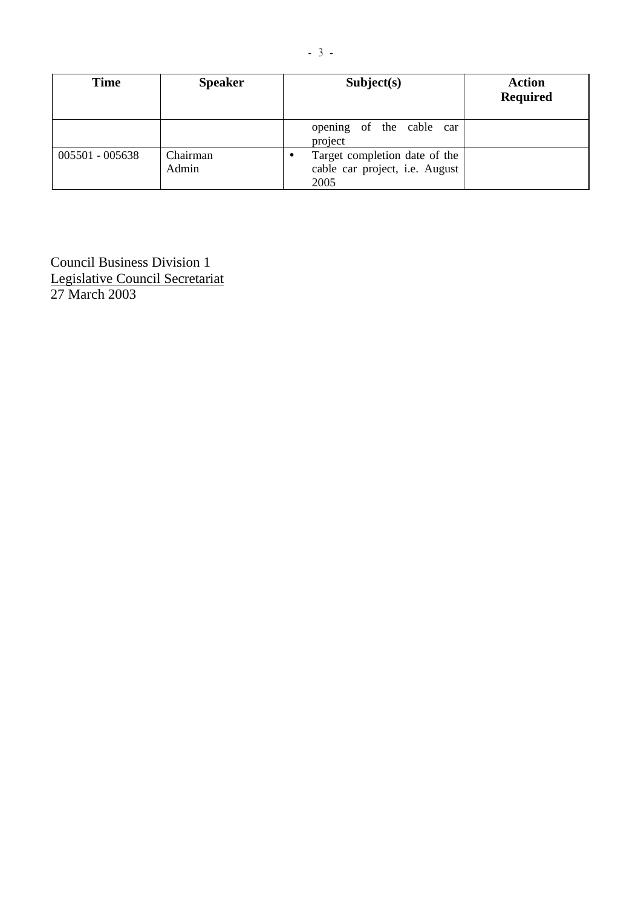| Time | Speaker | Subject(s) | Action Required |
|---|---|---|---|
| | | opening of the cable car project | |
| 005501 - 005638 | Chairman<br>Admin | • Target completion date of the cable car project, i.e. August 2005 | |

Council Business Division 1
Legislative Council Secretariat
27 March 2003